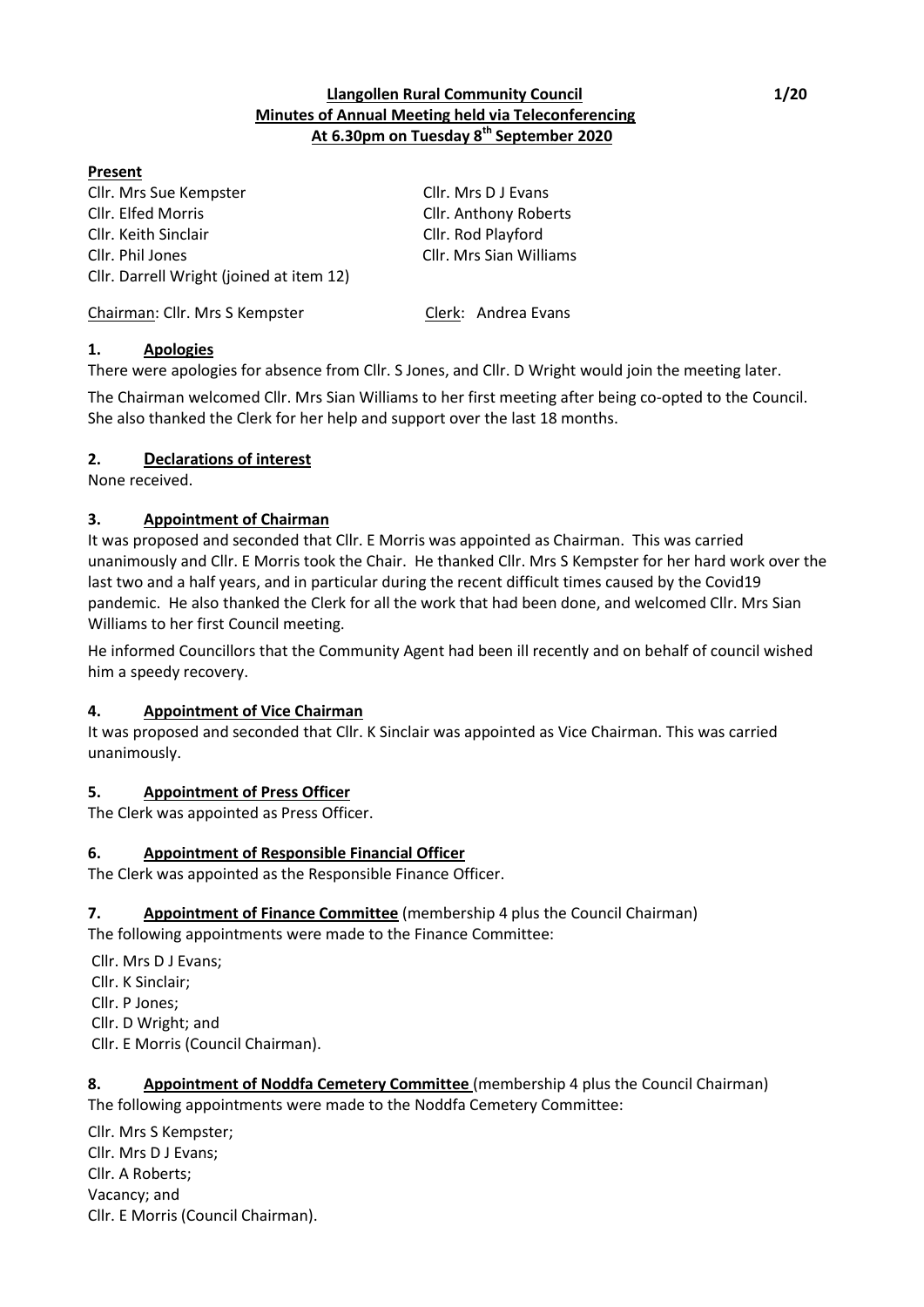# Llangollen Rural Community Council
## Minutes of Annual Meeting held via Teleconferencing
## At 6.30pm on Tuesday 8th September 2020

**Present**

Cllr. Mrs Sue Kempster
Cllr. Elfed Morris
Cllr. Keith Sinclair
Cllr. Phil Jones
Cllr. Darrell Wright (joined at item 12)
Cllr. Mrs D J Evans
Cllr. Anthony Roberts
Cllr. Rod Playford
Cllr. Mrs Sian Williams

Chairman: Cllr. Mrs S Kempster

Clerk: Andrea Evans

### 1. Apologies

There were apologies for absence from Cllr. S Jones, and Cllr. D Wright would join the meeting later.

The Chairman welcomed Cllr. Mrs Sian Williams to her first meeting after being co-opted to the Council. She also thanked the Clerk for her help and support over the last 18 months.

### 2. Declarations of interest

None received.

### 3. Appointment of Chairman

It was proposed and seconded that Cllr. E Morris was appointed as Chairman. This was carried unanimously and Cllr. E Morris took the Chair. He thanked Cllr. Mrs S Kempster for her hard work over the last two and a half years, and in particular during the recent difficult times caused by the Covid19 pandemic. He also thanked the Clerk for all the work that had been done, and welcomed Cllr. Mrs Sian Williams to her first Council meeting.

He informed Councillors that the Community Agent had been ill recently and on behalf of council wished him a speedy recovery.

### 4. Appointment of Vice Chairman

It was proposed and seconded that Cllr. K Sinclair was appointed as Vice Chairman. This was carried unanimously.

### 5. Appointment of Press Officer

The Clerk was appointed as Press Officer.

### 6. Appointment of Responsible Financial Officer

The Clerk was appointed as the Responsible Finance Officer.

### 7. Appointment of Finance Committee (membership 4 plus the Council Chairman)

The following appointments were made to the Finance Committee:

Cllr. Mrs D J Evans;
Cllr. K Sinclair;
Cllr. P Jones;
Cllr. D Wright; and
Cllr. E Morris (Council Chairman).

### 8. Appointment of Noddfa Cemetery Committee (membership 4 plus the Council Chairman)

The following appointments were made to the Noddfa Cemetery Committee:

Cllr. Mrs S Kempster;
Cllr. Mrs D J Evans;
Cllr. A Roberts;
Vacancy; and
Cllr. E Morris (Council Chairman).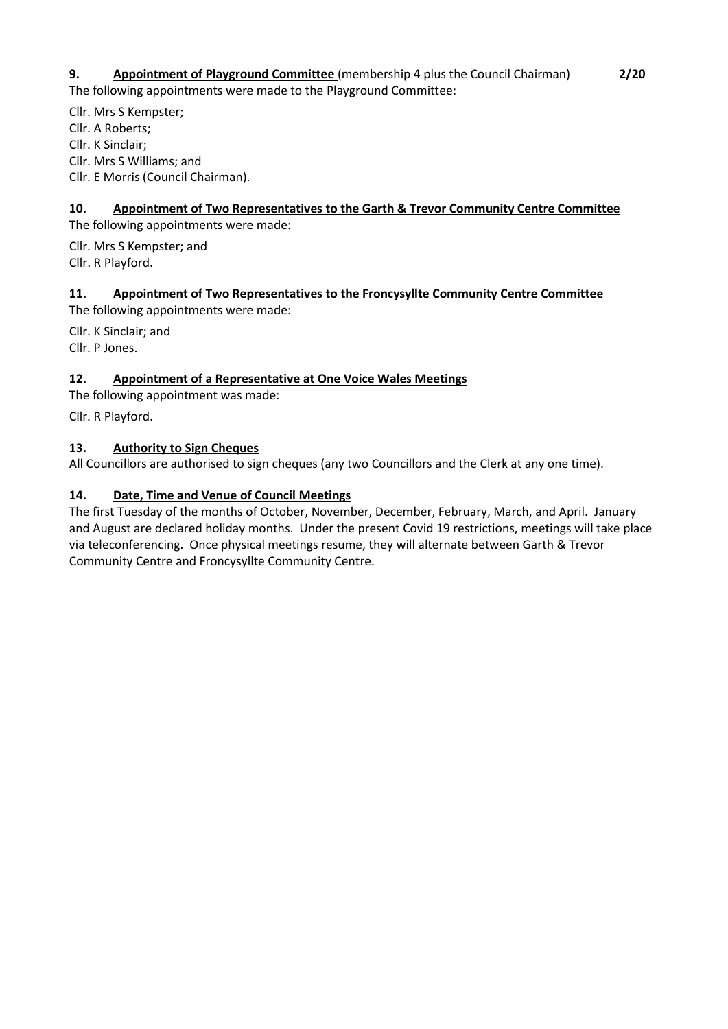**9. Appointment of Playground Committee** (membership 4 plus the Council Chairman) **2/20**

The following appointments were made to the Playground Committee:

Cllr. Mrs S Kempster;
Cllr. A Roberts;
Cllr. K Sinclair;
Cllr. Mrs S Williams; and
Cllr. E Morris (Council Chairman).

**10. Appointment of Two Representatives to the Garth & Trevor Community Centre Committee**

The following appointments were made:

Cllr. Mrs S Kempster; and
Cllr. R Playford.

**11. Appointment of Two Representatives to the Froncysyllte Community Centre Committee**

The following appointments were made:

Cllr. K Sinclair; and
Cllr. P Jones.

**12. Appointment of a Representative at One Voice Wales Meetings**

The following appointment was made:

Cllr. R Playford.

**13. Authority to Sign Cheques**

All Councillors are authorised to sign cheques (any two Councillors and the Clerk at any one time).

**14. Date, Time and Venue of Council Meetings**

The first Tuesday of the months of October, November, December, February, March, and April. January and August are declared holiday months. Under the present Covid 19 restrictions, meetings will take place via teleconferencing. Once physical meetings resume, they will alternate between Garth & Trevor Community Centre and Froncysyllte Community Centre.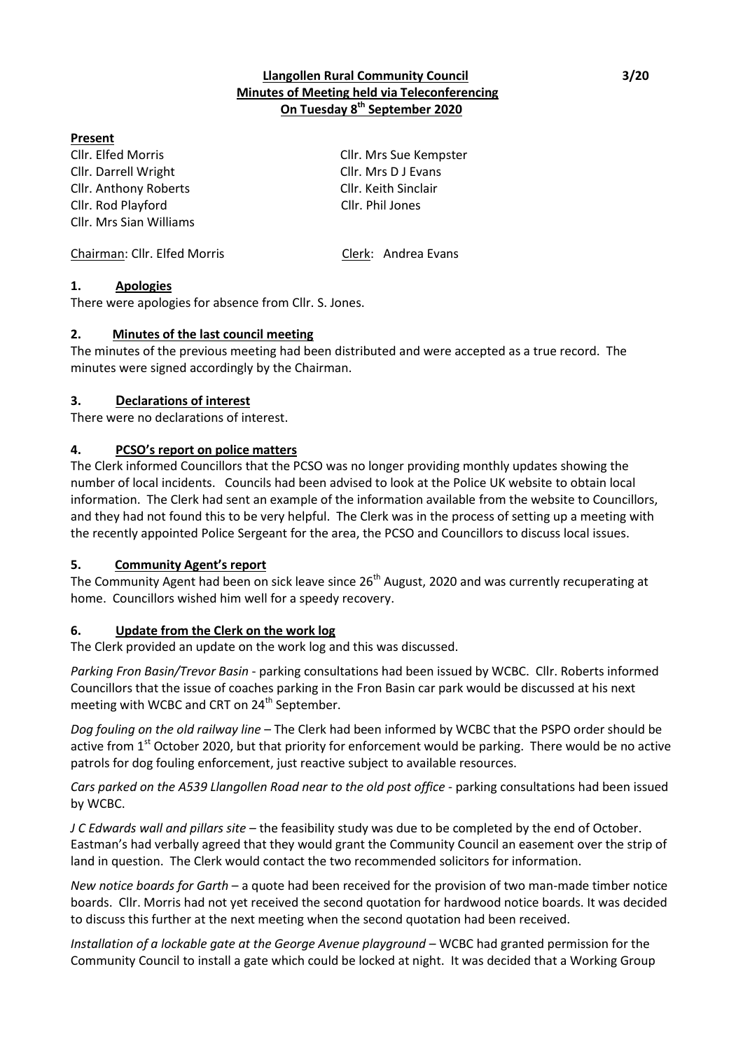**Llangollen Rural Community Council**
**Minutes of Meeting held via Teleconferencing**
**On Tuesday 8th September 2020**

3/20

**Present**

Cllr. Elfed Morris
Cllr. Darrell Wright
Cllr. Anthony Roberts
Cllr. Rod Playford
Cllr. Mrs Sian Williams
Cllr. Mrs Sue Kempster
Cllr. Mrs D J Evans
Cllr. Keith Sinclair
Cllr. Phil Jones

Chairman: Cllr. Elfed Morris
Clerk: Andrea Evans

## 1. Apologies

There were apologies for absence from Cllr. S. Jones.

## 2. Minutes of the last council meeting

The minutes of the previous meeting had been distributed and were accepted as a true record. The minutes were signed accordingly by the Chairman.

## 3. Declarations of interest

There were no declarations of interest.

## 4. PCSO's report on police matters

The Clerk informed Councillors that the PCSO was no longer providing monthly updates showing the number of local incidents. Councils had been advised to look at the Police UK website to obtain local information. The Clerk had sent an example of the information available from the website to Councillors, and they had not found this to be very helpful. The Clerk was in the process of setting up a meeting with the recently appointed Police Sergeant for the area, the PCSO and Councillors to discuss local issues.

## 5. Community Agent's report

The Community Agent had been on sick leave since 26th August, 2020 and was currently recuperating at home. Councillors wished him well for a speedy recovery.

## 6. Update from the Clerk on the work log

The Clerk provided an update on the work log and this was discussed.

*Parking Fron Basin/Trevor Basin* - parking consultations had been issued by WCBC. Cllr. Roberts informed Councillors that the issue of coaches parking in the Fron Basin car park would be discussed at his next meeting with WCBC and CRT on 24th September.

*Dog fouling on the old railway line* – The Clerk had been informed by WCBC that the PSPO order should be active from 1st October 2020, but that priority for enforcement would be parking. There would be no active patrols for dog fouling enforcement, just reactive subject to available resources.

*Cars parked on the A539 Llangollen Road near to the old post office* - parking consultations had been issued by WCBC.

*J C Edwards wall and pillars site* – the feasibility study was due to be completed by the end of October. Eastman's had verbally agreed that they would grant the Community Council an easement over the strip of land in question. The Clerk would contact the two recommended solicitors for information.

*New notice boards for Garth* – a quote had been received for the provision of two man-made timber notice boards. Cllr. Morris had not yet received the second quotation for hardwood notice boards. It was decided to discuss this further at the next meeting when the second quotation had been received.

*Installation of a lockable gate at the George Avenue playground* – WCBC had granted permission for the Community Council to install a gate which could be locked at night. It was decided that a Working Group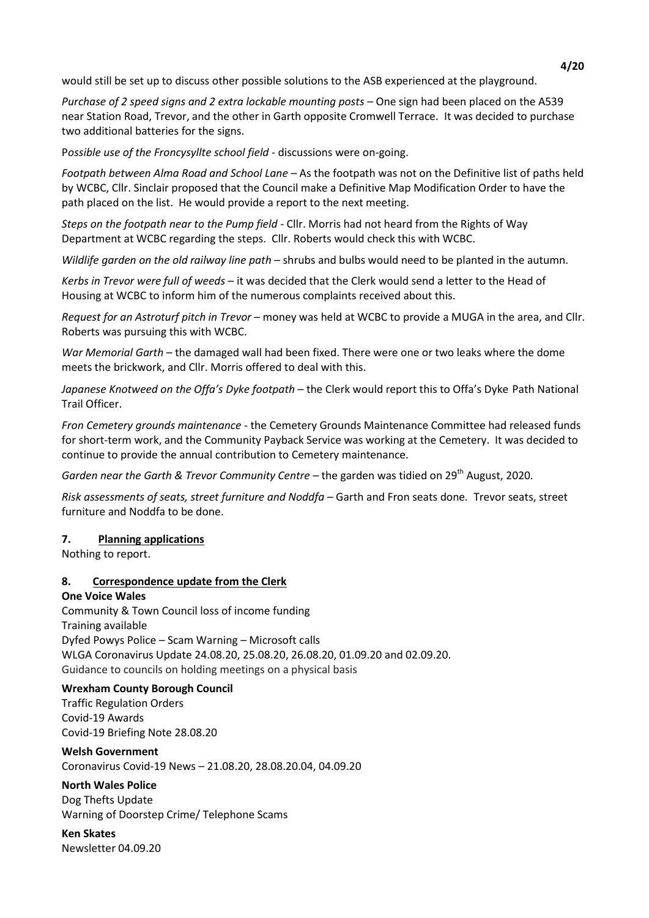would still be set up to discuss other possible solutions to the ASB experienced at the playground.

*Purchase of 2 speed signs and 2 extra lockable mounting posts* – One sign had been placed on the A539 near Station Road, Trevor, and the other in Garth opposite Cromwell Terrace. It was decided to purchase two additional batteries for the signs.

P*ossible use of the Froncysyllte school field* - discussions were on-going.

*Footpath between Alma Road and School Lane* – As the footpath was not on the Definitive list of paths held by WCBC, Cllr. Sinclair proposed that the Council make a Definitive Map Modification Order to have the path placed on the list. He would provide a report to the next meeting.

*Steps on the footpath near to the Pump field* - Cllr. Morris had not heard from the Rights of Way Department at WCBC regarding the steps. Cllr. Roberts would check this with WCBC.

*Wildlife garden on the old railway line path* – shrubs and bulbs would need to be planted in the autumn.

*Kerbs in Trevor were full of weeds* – it was decided that the Clerk would send a letter to the Head of Housing at WCBC to inform him of the numerous complaints received about this.

*Request for an Astroturf pitch in Trevor* – money was held at WCBC to provide a MUGA in the area, and Cllr. Roberts was pursuing this with WCBC.

*War Memorial Garth* – the damaged wall had been fixed. There were one or two leaks where the dome meets the brickwork, and Cllr. Morris offered to deal with this.

*Japanese Knotweed on the Offa's Dyke footpath* – the Clerk would report this to Offa's Dyke Path National Trail Officer.

*Fron Cemetery grounds maintenance* - the Cemetery Grounds Maintenance Committee had released funds for short-term work, and the Community Payback Service was working at the Cemetery. It was decided to continue to provide the annual contribution to Cemetery maintenance.

*Garden near the Garth & Trevor Community Centre* – the garden was tidied on 29th August, 2020.

*Risk assessments of seats, street furniture and Noddfa* – Garth and Fron seats done. Trevor seats, street furniture and Noddfa to be done.

## 7. Planning applications

Nothing to report.

## 8. Correspondence update from the Clerk

**One Voice Wales**
Community & Town Council loss of income funding
Training available
Dyfed Powys Police – Scam Warning – Microsoft calls
WLGA Coronavirus Update 24.08.20, 25.08.20, 26.08.20, 01.09.20 and 02.09.20.
Guidance to councils on holding meetings on a physical basis

**Wrexham County Borough Council**
Traffic Regulation Orders
Covid-19 Awards
Covid-19 Briefing Note 28.08.20

**Welsh Government**
Coronavirus Covid-19 News – 21.08.20, 28.08.20.04, 04.09.20

**North Wales Police**
Dog Thefts Update
Warning of Doorstep Crime/ Telephone Scams

**Ken Skates**
Newsletter 04.09.20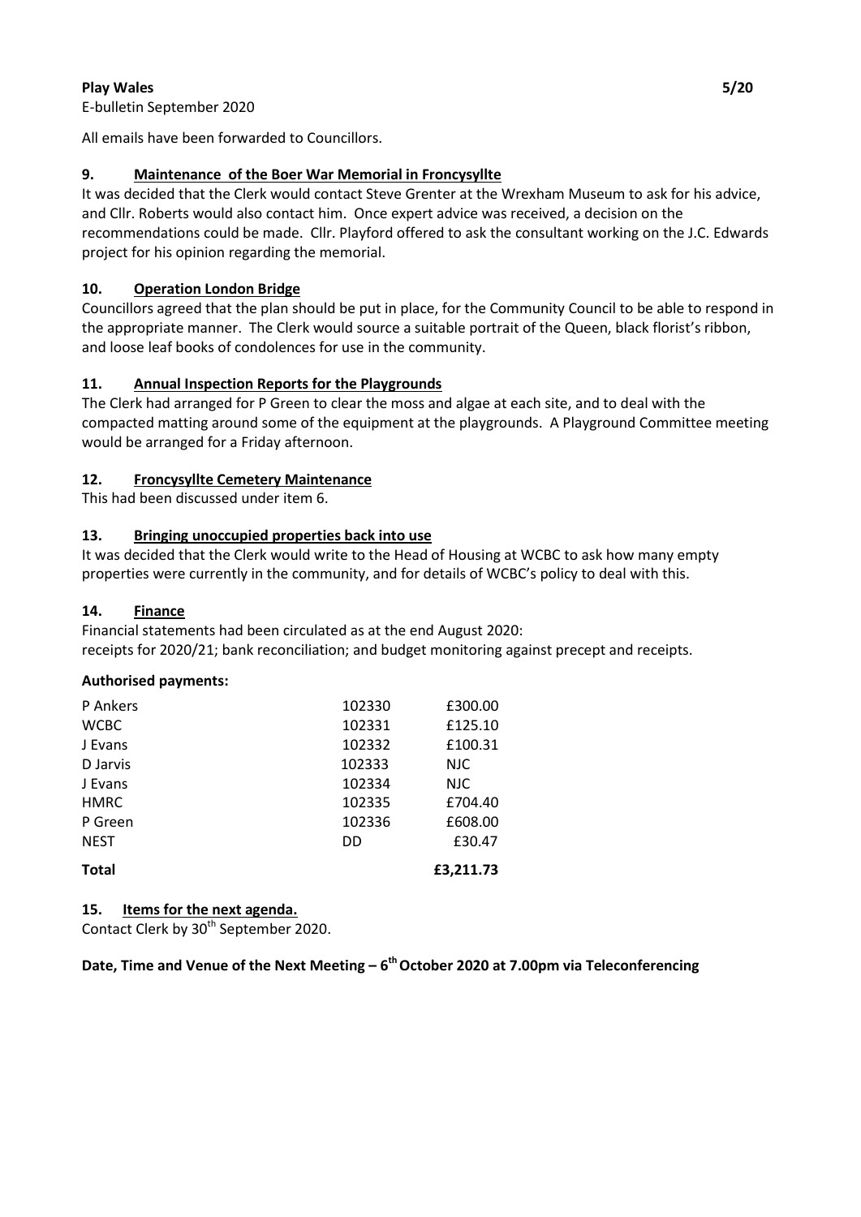**Play Wales**
E-bulletin September 2020

All emails have been forwarded to Councillors.

## 9. Maintenance of the Boer War Memorial in Froncysyllte

It was decided that the Clerk would contact Steve Grenter at the Wrexham Museum to ask for his advice, and Cllr. Roberts would also contact him. Once expert advice was received, a decision on the recommendations could be made. Cllr. Playford offered to ask the consultant working on the J.C. Edwards project for his opinion regarding the memorial.

## 10. Operation London Bridge

Councillors agreed that the plan should be put in place, for the Community Council to be able to respond in the appropriate manner. The Clerk would source a suitable portrait of the Queen, black florist's ribbon, and loose leaf books of condolences for use in the community.

## 11. Annual Inspection Reports for the Playgrounds

The Clerk had arranged for P Green to clear the moss and algae at each site, and to deal with the compacted matting around some of the equipment at the playgrounds. A Playground Committee meeting would be arranged for a Friday afternoon.

## 12. Froncysyllte Cemetery Maintenance

This had been discussed under item 6.

## 13. Bringing unoccupied properties back into use

It was decided that the Clerk would write to the Head of Housing at WCBC to ask how many empty properties were currently in the community, and for details of WCBC's policy to deal with this.

## 14. Finance

Financial statements had been circulated as at the end August 2020:
receipts for 2020/21; bank reconciliation; and budget monitoring against precept and receipts.

**Authorised payments:**

| | | |
|---|---|---|
| P Ankers | 102330 | £300.00 |
| WCBC | 102331 | £125.10 |
| J Evans | 102332 | £100.31 |
| D Jarvis | 102333 | NJC |
| J Evans | 102334 | NJC |
| HMRC | 102335 | £704.40 |
| P Green | 102336 | £608.00 |
| NEST | DD | £30.47 |
| **Total** | | **£3,211.73** |

## 15. Items for the next agenda.

Contact Clerk by 30th September 2020.

**Date, Time and Venue of the Next Meeting – 6th October 2020 at 7.00pm via Teleconferencing**